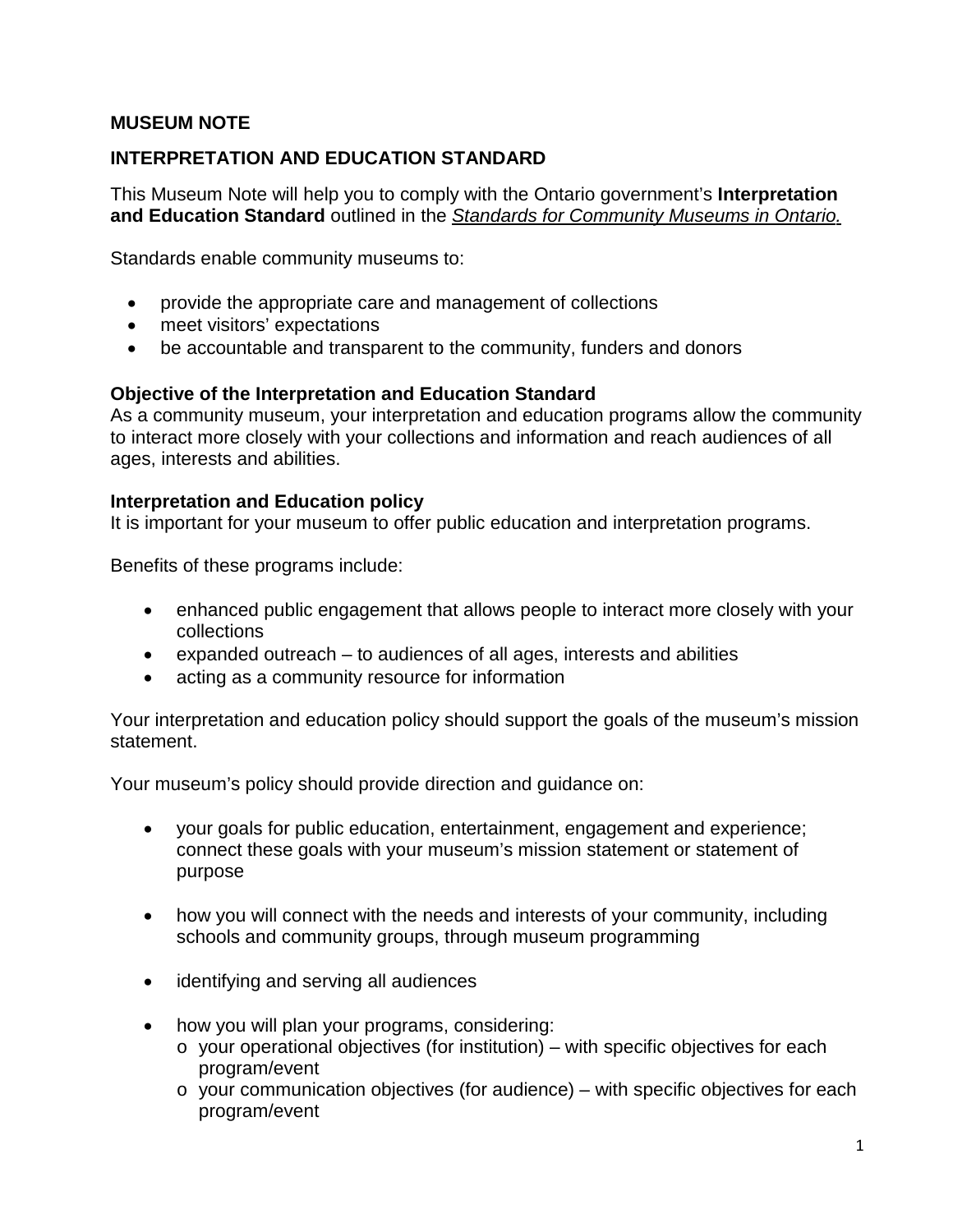# MUSEUM NOTE

## INTERPRETATION AND EDUCATION STANDARD

This Museum Note will help you to comply with the Ontario government's **Interpretation and Education Standard** outlined in the *Standards for Community Museums in Ontario.*

Standards enable community museums to:

- provide the appropriate care and management of collections
- meet visitors' expectations
- be accountable and transparent to the community, funders and donors

### Objective of the Interpretation and Education Standard

As a community museum, your interpretation and education programs allow the community to interact more closely with your collections and information and reach audiences of all ages, interests and abilities.

### Interpretation and Education policy

It is important for your museum to offer public education and interpretation programs.

Benefits of these programs include:

- enhanced public engagement that allows people to interact more closely with your collections
- expanded outreach – to audiences of all ages, interests and abilities
- acting as a community resource for information

Your interpretation and education policy should support the goals of the museum's mission statement.

Your museum's policy should provide direction and guidance on:

- your goals for public education, entertainment, engagement and experience; connect these goals with your museum's mission statement or statement of purpose
- how you will connect with the needs and interests of your community, including schools and community groups, through museum programming
- identifying and serving all audiences
- how you will plan your programs, considering:
    - your operational objectives (for institution) – with specific objectives for each program/event
    - your communication objectives (for audience) – with specific objectives for each program/event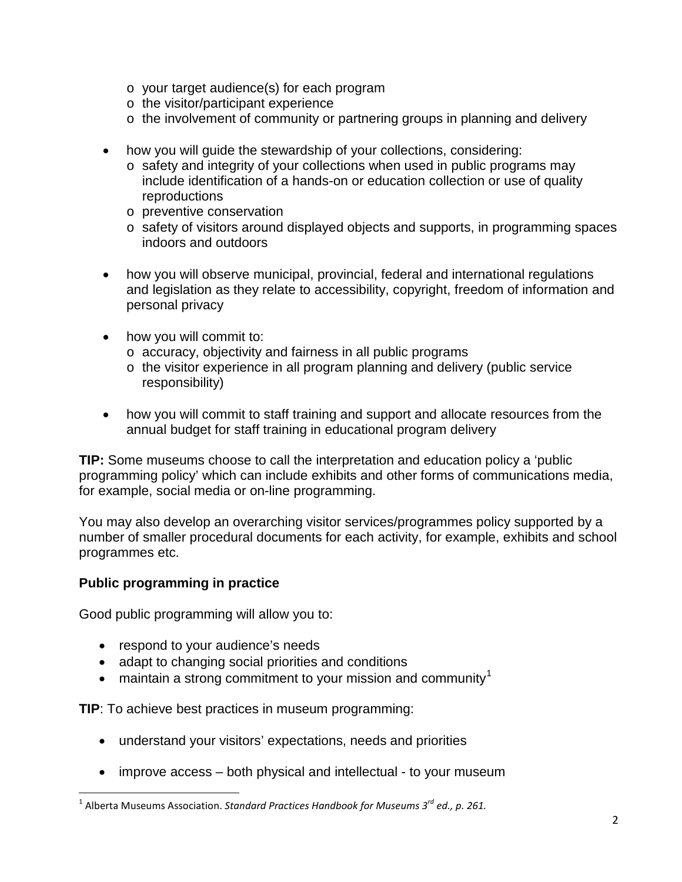- your target audience(s) for each program
  - the visitor/participant experience
  - the involvement of community or partnering groups in planning and delivery

- how you will guide the stewardship of your collections, considering:
  - safety and integrity of your collections when used in public programs may include identification of a hands-on or education collection or use of quality reproductions
  - preventive conservation
  - safety of visitors around displayed objects and supports, in programming spaces indoors and outdoors

- how you will observe municipal, provincial, federal and international regulations and legislation as they relate to accessibility, copyright, freedom of information and personal privacy

- how you will commit to:
  - accuracy, objectivity and fairness in all public programs
  - the visitor experience in all program planning and delivery (public service responsibility)

- how you will commit to staff training and support and allocate resources from the annual budget for staff training in educational program delivery

**TIP:** Some museums choose to call the interpretation and education policy a 'public programming policy' which can include exhibits and other forms of communications media, for example, social media or on-line programming.

You may also develop an overarching visitor services/programmes policy supported by a number of smaller procedural documents for each activity, for example, exhibits and school programmes etc.

**Public programming in practice**

Good public programming will allow you to:

- respond to your audience's needs
- adapt to changing social priorities and conditions
- maintain a strong commitment to your mission and community[1]

**TIP**: To achieve best practices in museum programming:

- understand your visitors' expectations, needs and priorities

- improve access – both physical and intellectual - to your museum

[1] Alberta Museums Association. *Standard Practices Handbook for Museums 3rd ed., p. 261.*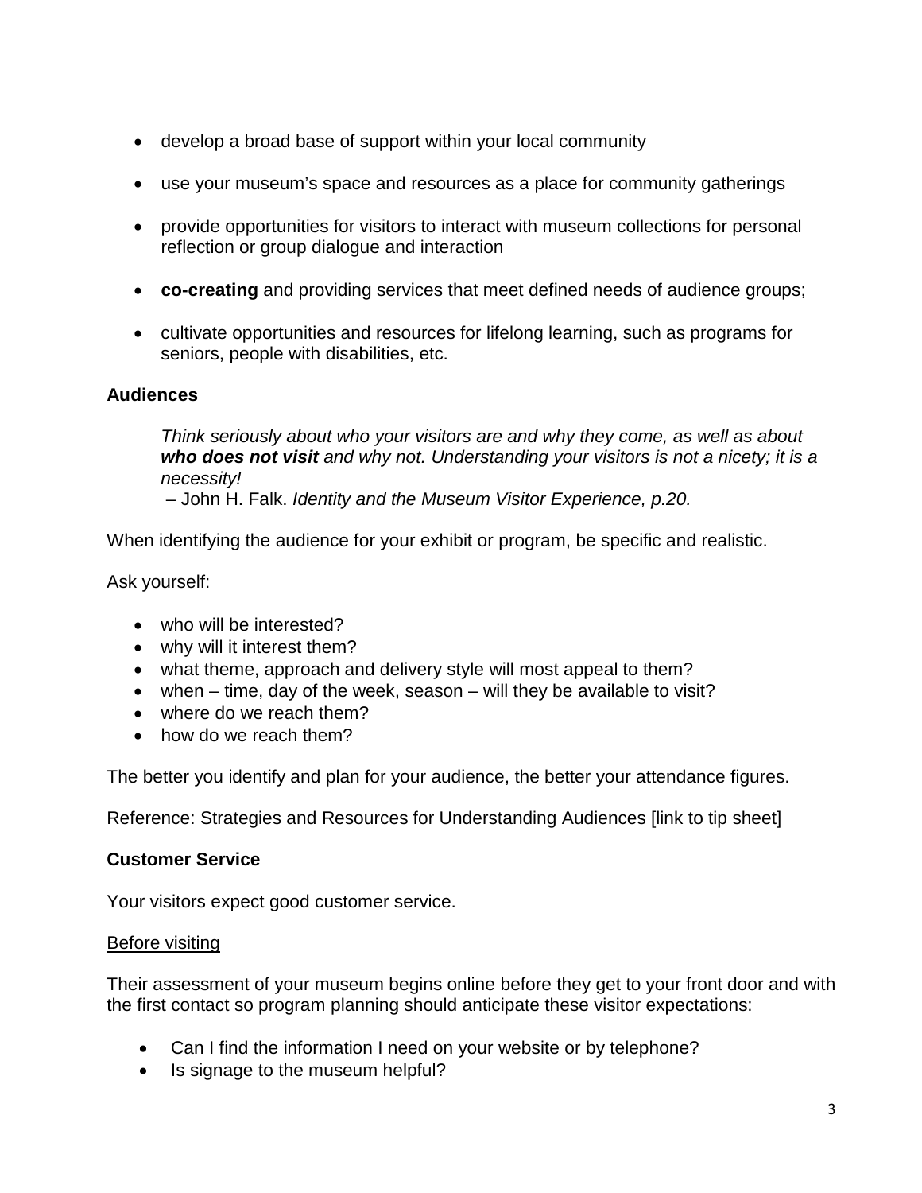- develop a broad base of support within your local community
- use your museum's space and resources as a place for community gatherings
- provide opportunities for visitors to interact with museum collections for personal reflection or group dialogue and interaction
- **co-creating** and providing services that meet defined needs of audience groups;
- cultivate opportunities and resources for lifelong learning, such as programs for seniors, people with disabilities, etc.

## Audiences

> *Think seriously about who your visitors are and why they come, as well as about* ***who does not visit*** *and why not. Understanding your visitors is not a nicety; it is a necessity!*
>
> – John H. Falk. *Identity and the Museum Visitor Experience, p.20.*

When identifying the audience for your exhibit or program, be specific and realistic.

Ask yourself:

- who will be interested?
- why will it interest them?
- what theme, approach and delivery style will most appeal to them?
- when – time, day of the week, season – will they be available to visit?
- where do we reach them?
- how do we reach them?

The better you identify and plan for your audience, the better your attendance figures.

Reference: Strategies and Resources for Understanding Audiences [link to tip sheet]

## Customer Service

Your visitors expect good customer service.

<u>Before visiting</u>

Their assessment of your museum begins online before they get to your front door and with the first contact so program planning should anticipate these visitor expectations:

- Can I find the information I need on your website or by telephone?
- Is signage to the museum helpful?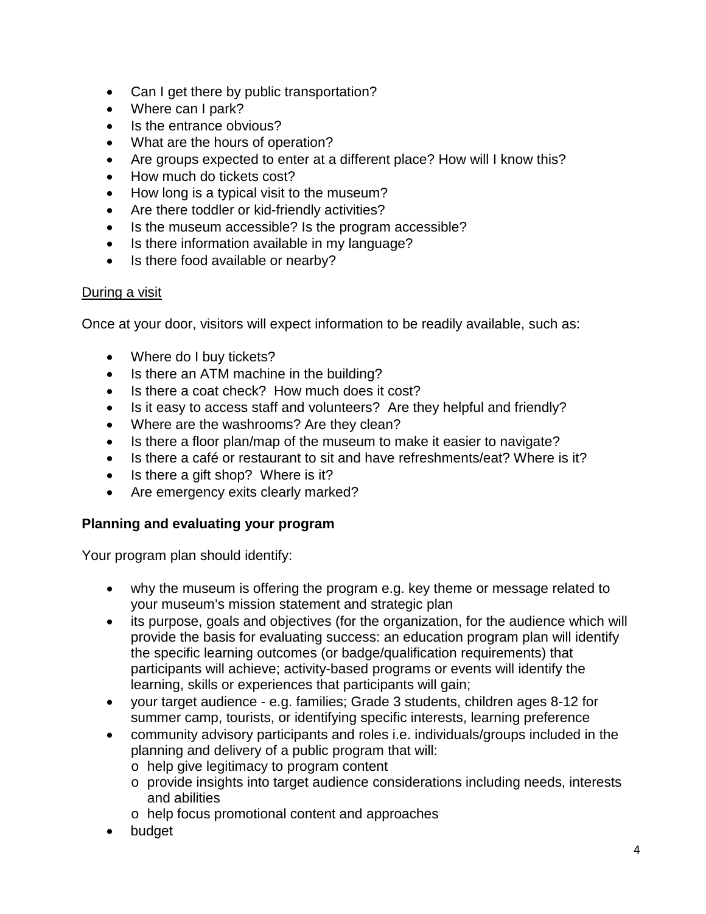- Can I get there by public transportation?
- Where can I park?
- Is the entrance obvious?
- What are the hours of operation?
- Are groups expected to enter at a different place? How will I know this?
- How much do tickets cost?
- How long is a typical visit to the museum?
- Are there toddler or kid-friendly activities?
- Is the museum accessible? Is the program accessible?
- Is there information available in my language?
- Is there food available or nearby?

<u>During a visit</u>

Once at your door, visitors will expect information to be readily available, such as:

- Where do I buy tickets?
- Is there an ATM machine in the building?
- Is there a coat check? How much does it cost?
- Is it easy to access staff and volunteers? Are they helpful and friendly?
- Where are the washrooms? Are they clean?
- Is there a floor plan/map of the museum to make it easier to navigate?
- Is there a café or restaurant to sit and have refreshments/eat? Where is it?
- Is there a gift shop? Where is it?
- Are emergency exits clearly marked?

**Planning and evaluating your program**

Your program plan should identify:

- why the museum is offering the program e.g. key theme or message related to your museum's mission statement and strategic plan
- its purpose, goals and objectives (for the organization, for the audience which will provide the basis for evaluating success: an education program plan will identify the specific learning outcomes (or badge/qualification requirements) that participants will achieve; activity-based programs or events will identify the learning, skills or experiences that participants will gain;
- your target audience - e.g. families; Grade 3 students, children ages 8-12 for summer camp, tourists, or identifying specific interests, learning preference
- community advisory participants and roles i.e. individuals/groups included in the planning and delivery of a public program that will:
  - help give legitimacy to program content
  - provide insights into target audience considerations including needs, interests and abilities
  - help focus promotional content and approaches
- budget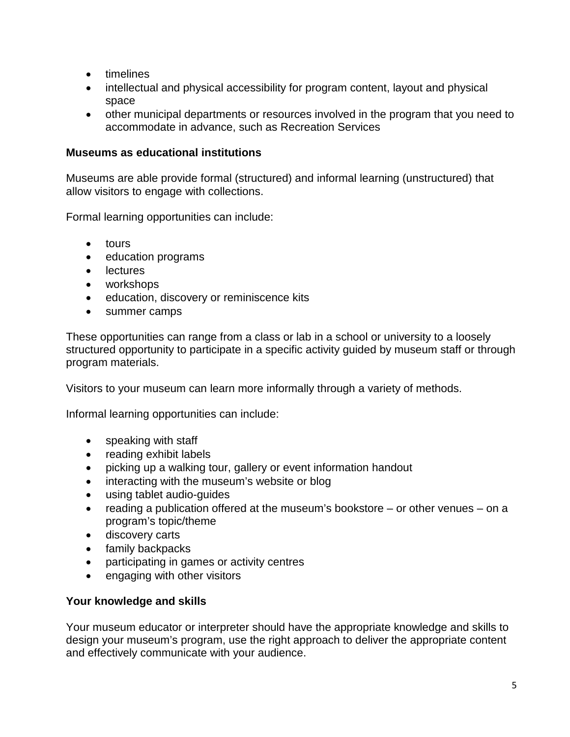- timelines
- intellectual and physical accessibility for program content, layout and physical space
- other municipal departments or resources involved in the program that you need to accommodate in advance, such as Recreation Services

**Museums as educational institutions**

Museums are able provide formal (structured) and informal learning (unstructured) that allow visitors to engage with collections.

Formal learning opportunities can include:

- tours
- education programs
- lectures
- workshops
- education, discovery or reminiscence kits
- summer camps

These opportunities can range from a class or lab in a school or university to a loosely structured opportunity to participate in a specific activity guided by museum staff or through program materials.

Visitors to your museum can learn more informally through a variety of methods.

Informal learning opportunities can include:

- speaking with staff
- reading exhibit labels
- picking up a walking tour, gallery or event information handout
- interacting with the museum's website or blog
- using tablet audio-guides
- reading a publication offered at the museum's bookstore – or other venues – on a program's topic/theme
- discovery carts
- family backpacks
- participating in games or activity centres
- engaging with other visitors

**Your knowledge and skills**

Your museum educator or interpreter should have the appropriate knowledge and skills to design your museum's program, use the right approach to deliver the appropriate content and effectively communicate with your audience.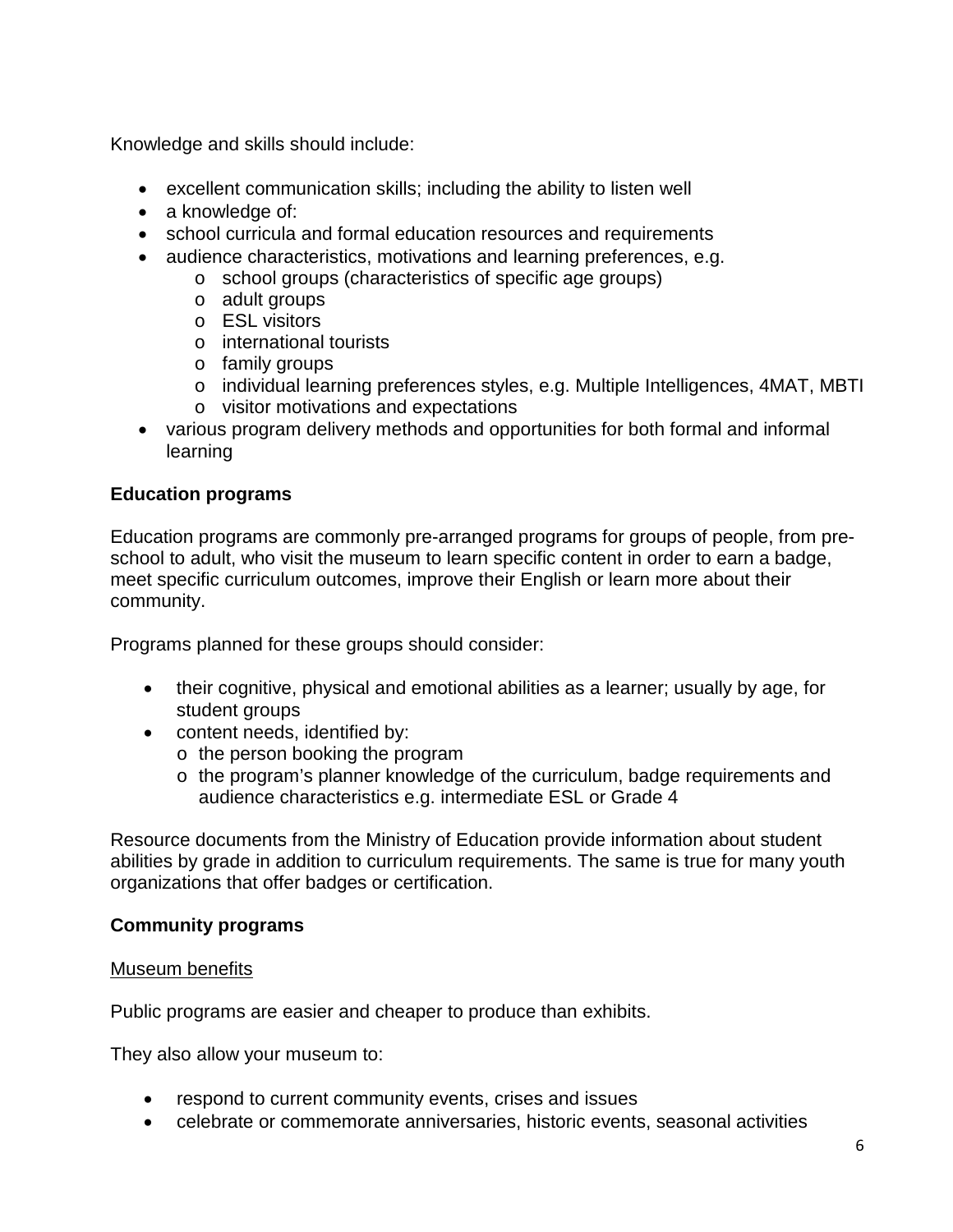Knowledge and skills should include:

- excellent communication skills; including the ability to listen well
- a knowledge of:
- school curricula and formal education resources and requirements
- audience characteristics, motivations and learning preferences, e.g.
  - school groups (characteristics of specific age groups)
  - adult groups
  - ESL visitors
  - international tourists
  - family groups
  - individual learning preferences styles, e.g. Multiple Intelligences, 4MAT, MBTI
  - visitor motivations and expectations
- various program delivery methods and opportunities for both formal and informal learning

**Education programs**

Education programs are commonly pre-arranged programs for groups of people, from pre-school to adult, who visit the museum to learn specific content in order to earn a badge, meet specific curriculum outcomes, improve their English or learn more about their community.

Programs planned for these groups should consider:

- their cognitive, physical and emotional abilities as a learner; usually by age, for student groups
- content needs, identified by:
  - the person booking the program
  - the program's planner knowledge of the curriculum, badge requirements and audience characteristics e.g. intermediate ESL or Grade 4

Resource documents from the Ministry of Education provide information about student abilities by grade in addition to curriculum requirements. The same is true for many youth organizations that offer badges or certification.

**Community programs**

<u>Museum benefits</u>

Public programs are easier and cheaper to produce than exhibits.

They also allow your museum to:

- respond to current community events, crises and issues
- celebrate or commemorate anniversaries, historic events, seasonal activities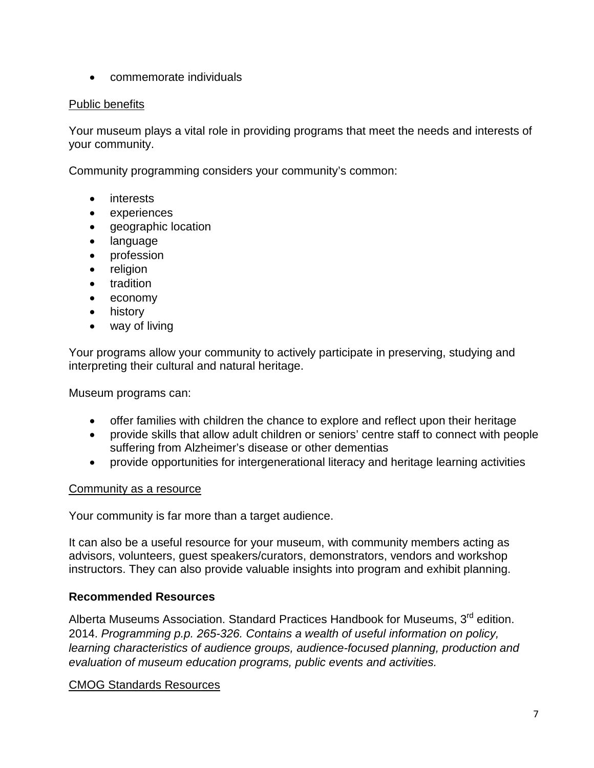- commemorate individuals

Public benefits

Your museum plays a vital role in providing programs that meet the needs and interests of your community.

Community programming considers your community's common:

- interests
- experiences
- geographic location
- language
- profession
- religion
- tradition
- economy
- history
- way of living

Your programs allow your community to actively participate in preserving, studying and interpreting their cultural and natural heritage.

Museum programs can:

- offer families with children the chance to explore and reflect upon their heritage
- provide skills that allow adult children or seniors' centre staff to connect with people suffering from Alzheimer's disease or other dementias
- provide opportunities for intergenerational literacy and heritage learning activities

Community as a resource

Your community is far more than a target audience.

It can also be a useful resource for your museum, with community members acting as advisors, volunteers, guest speakers/curators, demonstrators, vendors and workshop instructors. They can also provide valuable insights into program and exhibit planning.

**Recommended Resources**

Alberta Museums Association. Standard Practices Handbook for Museums, 3rd edition. 2014. *Programming p.p. 265-326. Contains a wealth of useful information on policy, learning characteristics of audience groups, audience-focused planning, production and evaluation of museum education programs, public events and activities.*

CMOG Standards Resources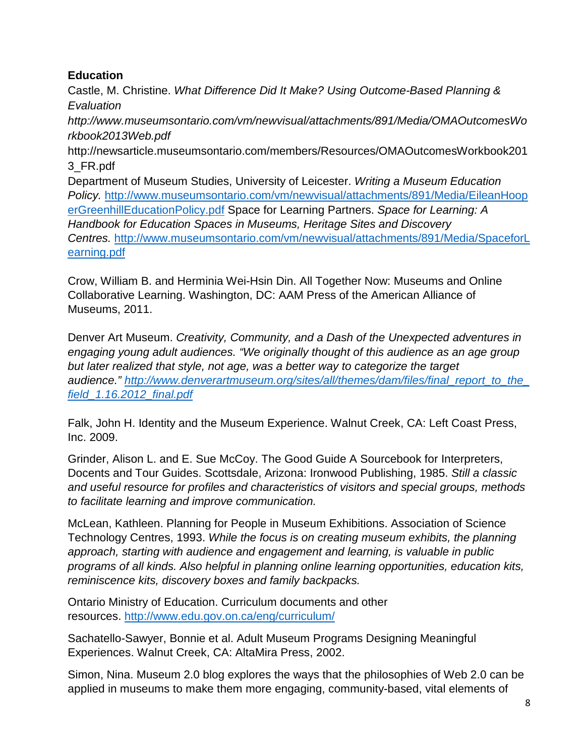**Education**

Castle, M. Christine. *What Difference Did It Make? Using Outcome-Based Planning & Evaluation*

*http://www.museumsontario.com/vm/newvisual/attachments/891/Media/OMAOutcomesWorkbook2013Web.pdf*

http://newsarticle.museumsontario.com/members/Resources/OMAOutcomesWorkbook2013_FR.pdf

Department of Museum Studies, University of Leicester. *Writing a Museum Education Policy.* http://www.museumsontario.com/vm/newvisual/attachments/891/Media/EileanHooperGreenhillEducationPolicy.pdf Space for Learning Partners. *Space for Learning: A Handbook for Education Spaces in Museums, Heritage Sites and Discovery Centres.* http://www.museumsontario.com/vm/newvisual/attachments/891/Media/SpaceforLearning.pdf

Crow, William B. and Herminia Wei-Hsin Din. All Together Now: Museums and Online Collaborative Learning. Washington, DC: AAM Press of the American Alliance of Museums, 2011.

Denver Art Museum. *Creativity, Community, and a Dash of the Unexpected adventures in engaging young adult audiences. "We originally thought of this audience as an age group but later realized that style, not age, was a better way to categorize the target audience." http://www.denverartmuseum.org/sites/all/themes/dam/files/final_report_to_the_field_1.16.2012_final.pdf*

Falk, John H. Identity and the Museum Experience. Walnut Creek, CA: Left Coast Press, Inc. 2009.

Grinder, Alison L. and E. Sue McCoy. The Good Guide A Sourcebook for Interpreters, Docents and Tour Guides. Scottsdale, Arizona: Ironwood Publishing, 1985. *Still a classic and useful resource for profiles and characteristics of visitors and special groups, methods to facilitate learning and improve communication.*

McLean, Kathleen. Planning for People in Museum Exhibitions. Association of Science Technology Centres, 1993. *While the focus is on creating museum exhibits, the planning approach, starting with audience and engagement and learning, is valuable in public programs of all kinds. Also helpful in planning online learning opportunities, education kits, reminiscence kits, discovery boxes and family backpacks.*

Ontario Ministry of Education. Curriculum documents and other resources. http://www.edu.gov.on.ca/eng/curriculum/

Sachatello-Sawyer, Bonnie et al. Adult Museum Programs Designing Meaningful Experiences. Walnut Creek, CA: AltaMira Press, 2002.

Simon, Nina. Museum 2.0 blog explores the ways that the philosophies of Web 2.0 can be applied in museums to make them more engaging, community-based, vital elements of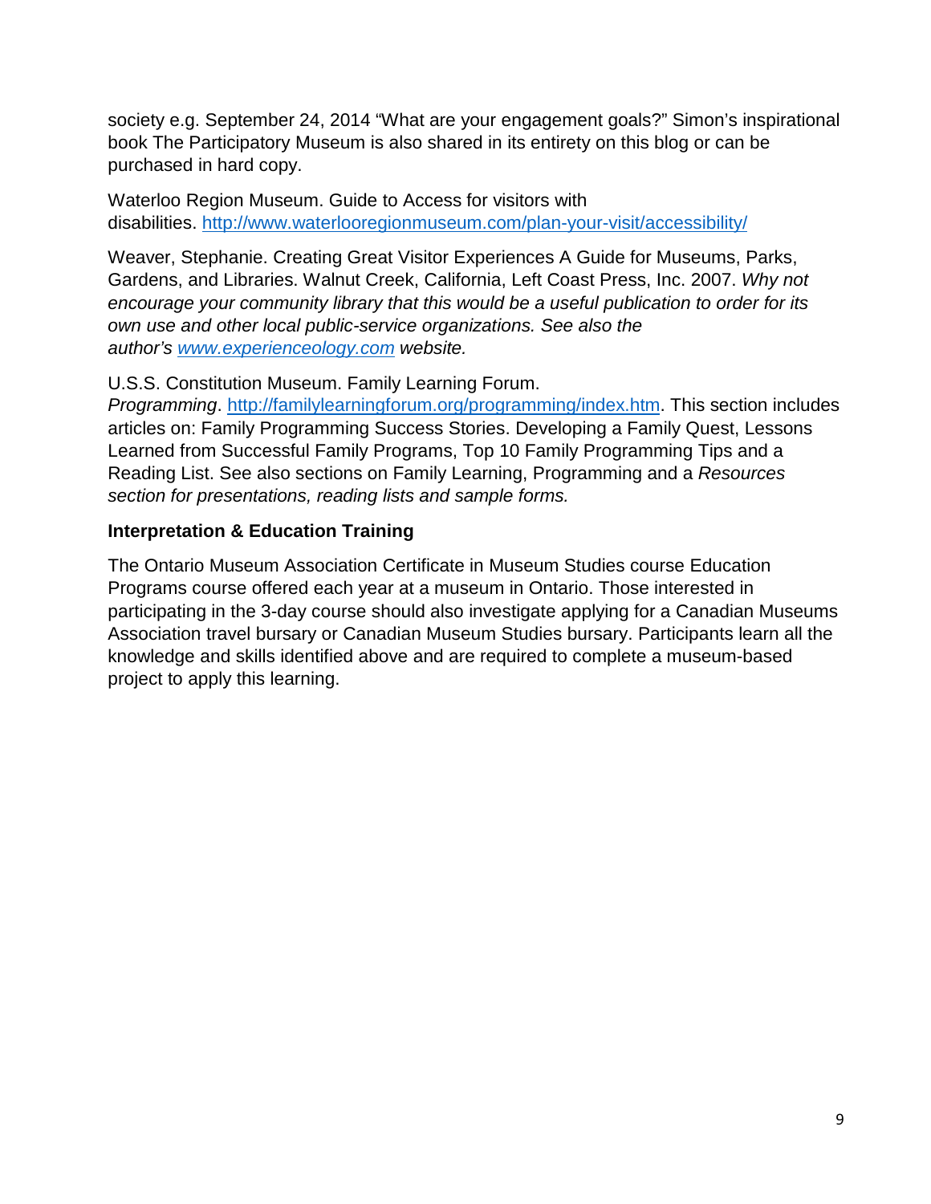society e.g. September 24, 2014 "What are your engagement goals?" Simon's inspirational book The Participatory Museum is also shared in its entirety on this blog or can be purchased in hard copy.

Waterloo Region Museum. Guide to Access for visitors with disabilities. http://www.waterlooregionmuseum.com/plan-your-visit/accessibility/

Weaver, Stephanie. Creating Great Visitor Experiences A Guide for Museums, Parks, Gardens, and Libraries. Walnut Creek, California, Left Coast Press, Inc. 2007. *Why not encourage your community library that this would be a useful publication to order for its own use and other local public-service organizations. See also the author's www.experienceology.com website.*

U.S.S. Constitution Museum. Family Learning Forum. *Programming*. http://familylearningforum.org/programming/index.htm. This section includes articles on: Family Programming Success Stories. Developing a Family Quest, Lessons Learned from Successful Family Programs, Top 10 Family Programming Tips and a Reading List. See also sections on Family Learning, Programming and a *Resources section for presentations, reading lists and sample forms.*

**Interpretation & Education Training**

The Ontario Museum Association Certificate in Museum Studies course Education Programs course offered each year at a museum in Ontario. Those interested in participating in the 3-day course should also investigate applying for a Canadian Museums Association travel bursary or Canadian Museum Studies bursary. Participants learn all the knowledge and skills identified above and are required to complete a museum-based project to apply this learning.